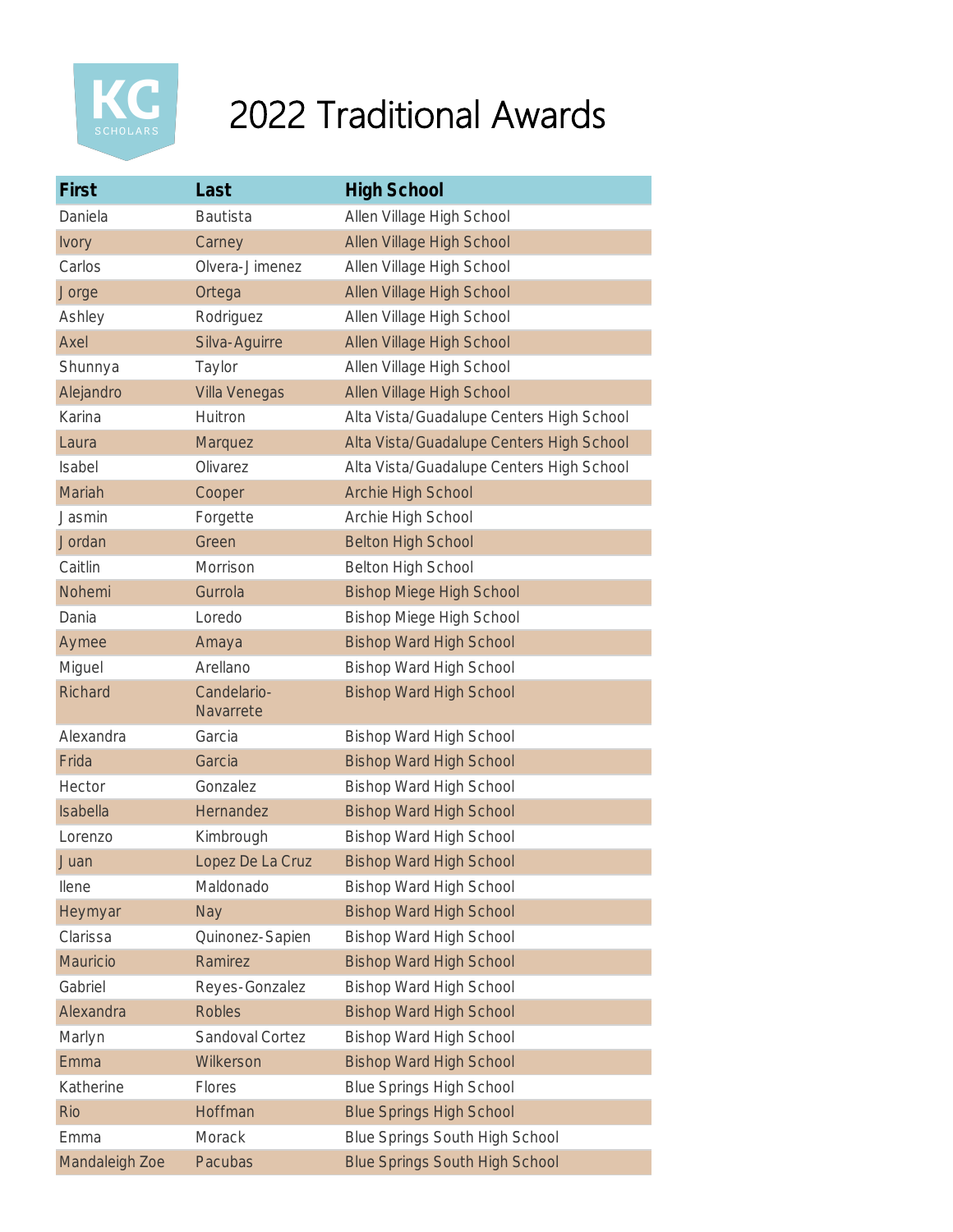# 2022 Traditional Awards

| First | Last | High School |
| --- | --- | --- |
| Daniela | Bautista | Allen Village High School |
| Ivory | Carney | Allen Village High School |
| Carlos | Olvera-Jimenez | Allen Village High School |
| Jorge | Ortega | Allen Village High School |
| Ashley | Rodriguez | Allen Village High School |
| Axel | Silva-Aguirre | Allen Village High School |
| Shunnya | Taylor | Allen Village High School |
| Alejandro | Villa Venegas | Allen Village High School |
| Karina | Huitron | Alta Vista/Guadalupe Centers High School |
| Laura | Marquez | Alta Vista/Guadalupe Centers High School |
| Isabel | Olivarez | Alta Vista/Guadalupe Centers High School |
| Mariah | Cooper | Archie High School |
| Jasmin | Forgette | Archie High School |
| Jordan | Green | Belton High School |
| Caitlin | Morrison | Belton High School |
| Nohemi | Gurrola | Bishop Miege High School |
| Dania | Loredo | Bishop Miege High School |
| Aymee | Amaya | Bishop Ward High School |
| Miguel | Arellano | Bishop Ward High School |
| Richard | Candelario-Navarrete | Bishop Ward High School |
| Alexandra | Garcia | Bishop Ward High School |
| Frida | Garcia | Bishop Ward High School |
| Hector | Gonzalez | Bishop Ward High School |
| Isabella | Hernandez | Bishop Ward High School |
| Lorenzo | Kimbrough | Bishop Ward High School |
| Juan | Lopez De La Cruz | Bishop Ward High School |
| Ilene | Maldonado | Bishop Ward High School |
| Heymyar | Nay | Bishop Ward High School |
| Clarissa | Quinonez-Sapien | Bishop Ward High School |
| Mauricio | Ramirez | Bishop Ward High School |
| Gabriel | Reyes-Gonzalez | Bishop Ward High School |
| Alexandra | Robles | Bishop Ward High School |
| Marlyn | Sandoval Cortez | Bishop Ward High School |
| Emma | Wilkerson | Bishop Ward High School |
| Katherine | Flores | Blue Springs High School |
| Rio | Hoffman | Blue Springs High School |
| Emma | Morack | Blue Springs South High School |
| Mandaleigh Zoe | Pacubas | Blue Springs South High School |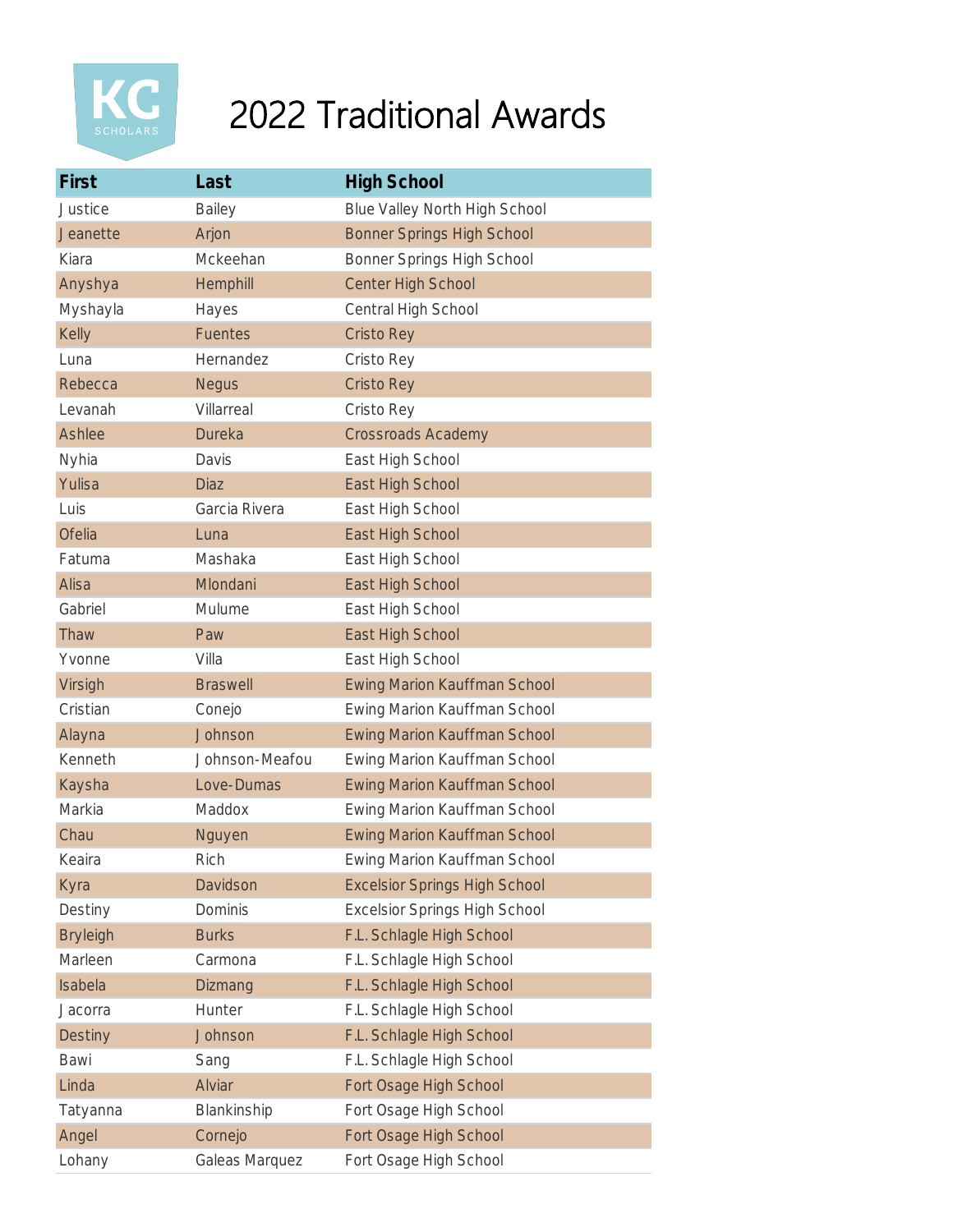# 2022 Traditional Awards

| First | Last | High School |
|---|---|---|
| Justice | Bailey | Blue Valley North High School |
| Jeanette | Arjon | Bonner Springs High School |
| Kiara | Mckeehan | Bonner Springs High School |
| Anyshya | Hemphill | Center High School |
| Myshayla | Hayes | Central High School |
| Kelly | Fuentes | Cristo Rey |
| Luna | Hernandez | Cristo Rey |
| Rebecca | Negus | Cristo Rey |
| Levanah | Villarreal | Cristo Rey |
| Ashlee | Dureka | Crossroads Academy |
| Nyhia | Davis | East High School |
| Yulisa | Diaz | East High School |
| Luis | Garcia Rivera | East High School |
| Ofelia | Luna | East High School |
| Fatuma | Mashaka | East High School |
| Alisa | Mlondani | East High School |
| Gabriel | Mulume | East High School |
| Thaw | Paw | East High School |
| Yvonne | Villa | East High School |
| Virsigh | Braswell | Ewing Marion Kauffman School |
| Cristian | Conejo | Ewing Marion Kauffman School |
| Alayna | Johnson | Ewing Marion Kauffman School |
| Kenneth | Johnson-Meafou | Ewing Marion Kauffman School |
| Kaysha | Love-Dumas | Ewing Marion Kauffman School |
| Markia | Maddox | Ewing Marion Kauffman School |
| Chau | Nguyen | Ewing Marion Kauffman School |
| Keaira | Rich | Ewing Marion Kauffman School |
| Kyra | Davidson | Excelsior Springs High School |
| Destiny | Dominis | Excelsior Springs High School |
| Bryleigh | Burks | F.L. Schlagle High School |
| Marleen | Carmona | F.L. Schlagle High School |
| Isabela | Dizmang | F.L. Schlagle High School |
| Jacorra | Hunter | F.L. Schlagle High School |
| Destiny | Johnson | F.L. Schlagle High School |
| Bawi | Sang | F.L. Schlagle High School |
| Linda | Alviar | Fort Osage High School |
| Tatyanna | Blankinship | Fort Osage High School |
| Angel | Cornejo | Fort Osage High School |
| Lohany | Galeas Marquez | Fort Osage High School |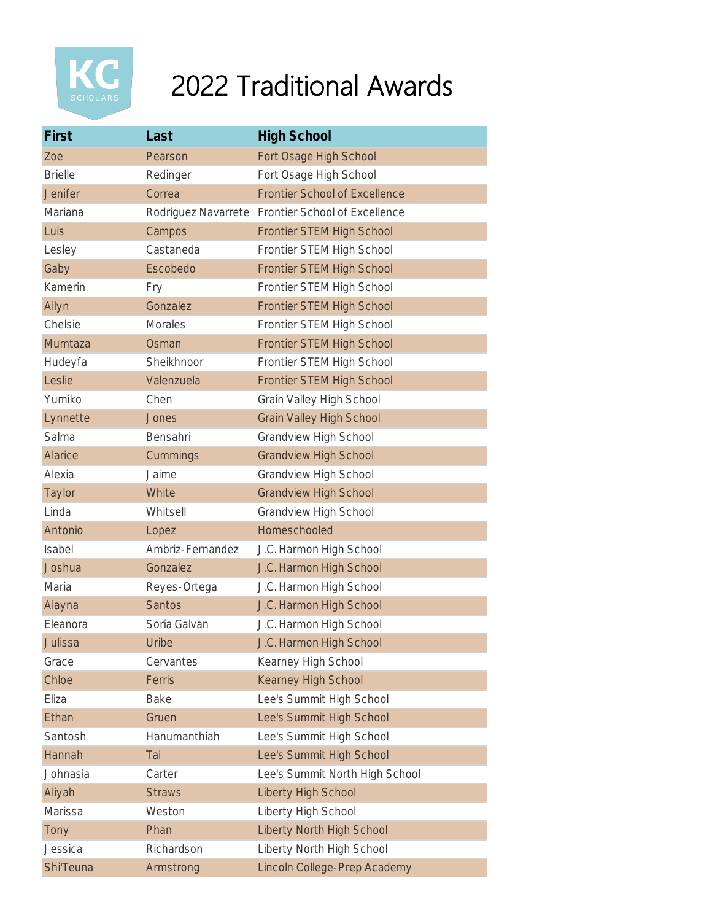# 2022 Traditional Awards

| First | Last | High School |
|---|---|---|
| Zoe | Pearson | Fort Osage High School |
| Brielle | Redinger | Fort Osage High School |
| Jenifer | Correa | Frontier School of Excellence |
| Mariana | Rodriguez Navarrete | Frontier School of Excellence |
| Luis | Campos | Frontier STEM High School |
| Lesley | Castaneda | Frontier STEM High School |
| Gaby | Escobedo | Frontier STEM High School |
| Kamerin | Fry | Frontier STEM High School |
| Ailyn | Gonzalez | Frontier STEM High School |
| Chelsie | Morales | Frontier STEM High School |
| Mumtaza | Osman | Frontier STEM High School |
| Hudeyfa | Sheikhnoor | Frontier STEM High School |
| Leslie | Valenzuela | Frontier STEM High School |
| Yumiko | Chen | Grain Valley High School |
| Lynnette | Jones | Grain Valley High School |
| Salma | Bensahri | Grandview High School |
| Alarice | Cummings | Grandview High School |
| Alexia | Jaime | Grandview High School |
| Taylor | White | Grandview High School |
| Linda | Whitsell | Grandview High School |
| Antonio | Lopez | Homeschooled |
| Isabel | Ambriz-Fernandez | J.C. Harmon High School |
| Joshua | Gonzalez | J.C. Harmon High School |
| Maria | Reyes-Ortega | J.C. Harmon High School |
| Alayna | Santos | J.C. Harmon High School |
| Eleanora | Soria Galvan | J.C. Harmon High School |
| Julissa | Uribe | J.C. Harmon High School |
| Grace | Cervantes | Kearney High School |
| Chloe | Ferris | Kearney High School |
| Eliza | Bake | Lee's Summit High School |
| Ethan | Gruen | Lee's Summit High School |
| Santosh | Hanumanthiah | Lee's Summit High School |
| Hannah | Tai | Lee's Summit High School |
| Johnasia | Carter | Lee's Summit North High School |
| Aliyah | Straws | Liberty High School |
| Marissa | Weston | Liberty High School |
| Tony | Phan | Liberty North High School |
| Jessica | Richardson | Liberty North High School |
| Shi'Teuna | Armstrong | Lincoln College-Prep Academy |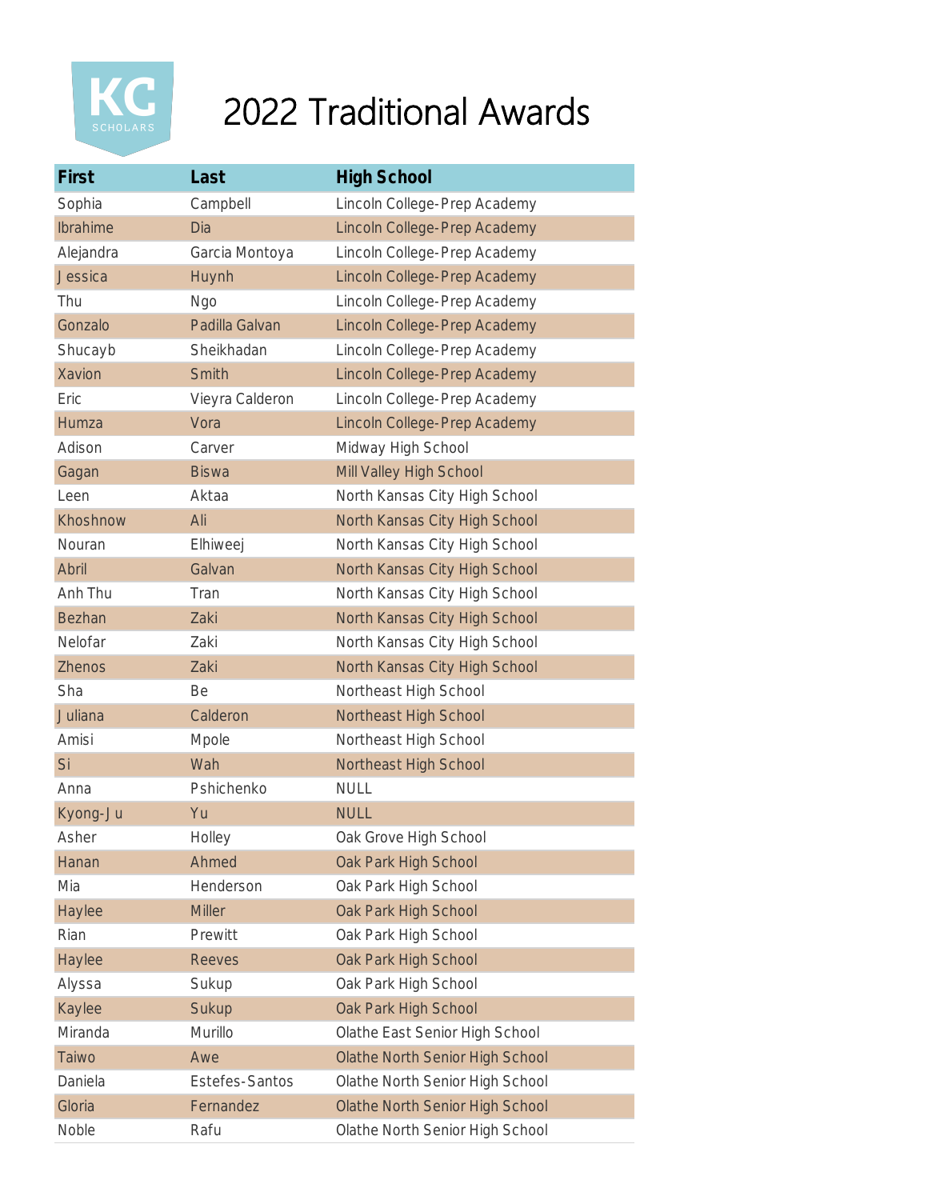# 2022 Traditional Awards

| First | Last | High School |
|---|---|---|
| Sophia | Campbell | Lincoln College-Prep Academy |
| Ibrahime | Dia | Lincoln College-Prep Academy |
| Alejandra | Garcia Montoya | Lincoln College-Prep Academy |
| Jessica | Huynh | Lincoln College-Prep Academy |
| Thu | Ngo | Lincoln College-Prep Academy |
| Gonzalo | Padilla Galvan | Lincoln College-Prep Academy |
| Shucayb | Sheikhadan | Lincoln College-Prep Academy |
| Xavion | Smith | Lincoln College-Prep Academy |
| Eric | Vieyra Calderon | Lincoln College-Prep Academy |
| Humza | Vora | Lincoln College-Prep Academy |
| Adison | Carver | Midway High School |
| Gagan | Biswa | Mill Valley High School |
| Leen | Aktaa | North Kansas City High School |
| Khoshnow | Ali | North Kansas City High School |
| Nouran | Elhiweej | North Kansas City High School |
| Abril | Galvan | North Kansas City High School |
| Anh Thu | Tran | North Kansas City High School |
| Bezhan | Zaki | North Kansas City High School |
| Nelofar | Zaki | North Kansas City High School |
| Zhenos | Zaki | North Kansas City High School |
| Sha | Be | Northeast High School |
| Juliana | Calderon | Northeast High School |
| Amisi | Mpole | Northeast High School |
| Si | Wah | Northeast High School |
| Anna | Pshichenko | NULL |
| Kyong-Ju | Yu | NULL |
| Asher | Holley | Oak Grove High School |
| Hanan | Ahmed | Oak Park High School |
| Mia | Henderson | Oak Park High School |
| Haylee | Miller | Oak Park High School |
| Rian | Prewitt | Oak Park High School |
| Haylee | Reeves | Oak Park High School |
| Alyssa | Sukup | Oak Park High School |
| Kaylee | Sukup | Oak Park High School |
| Miranda | Murillo | Olathe East Senior High School |
| Taiwo | Awe | Olathe North Senior High School |
| Daniela | Estefes-Santos | Olathe North Senior High School |
| Gloria | Fernandez | Olathe North Senior High School |
| Noble | Rafu | Olathe North Senior High School |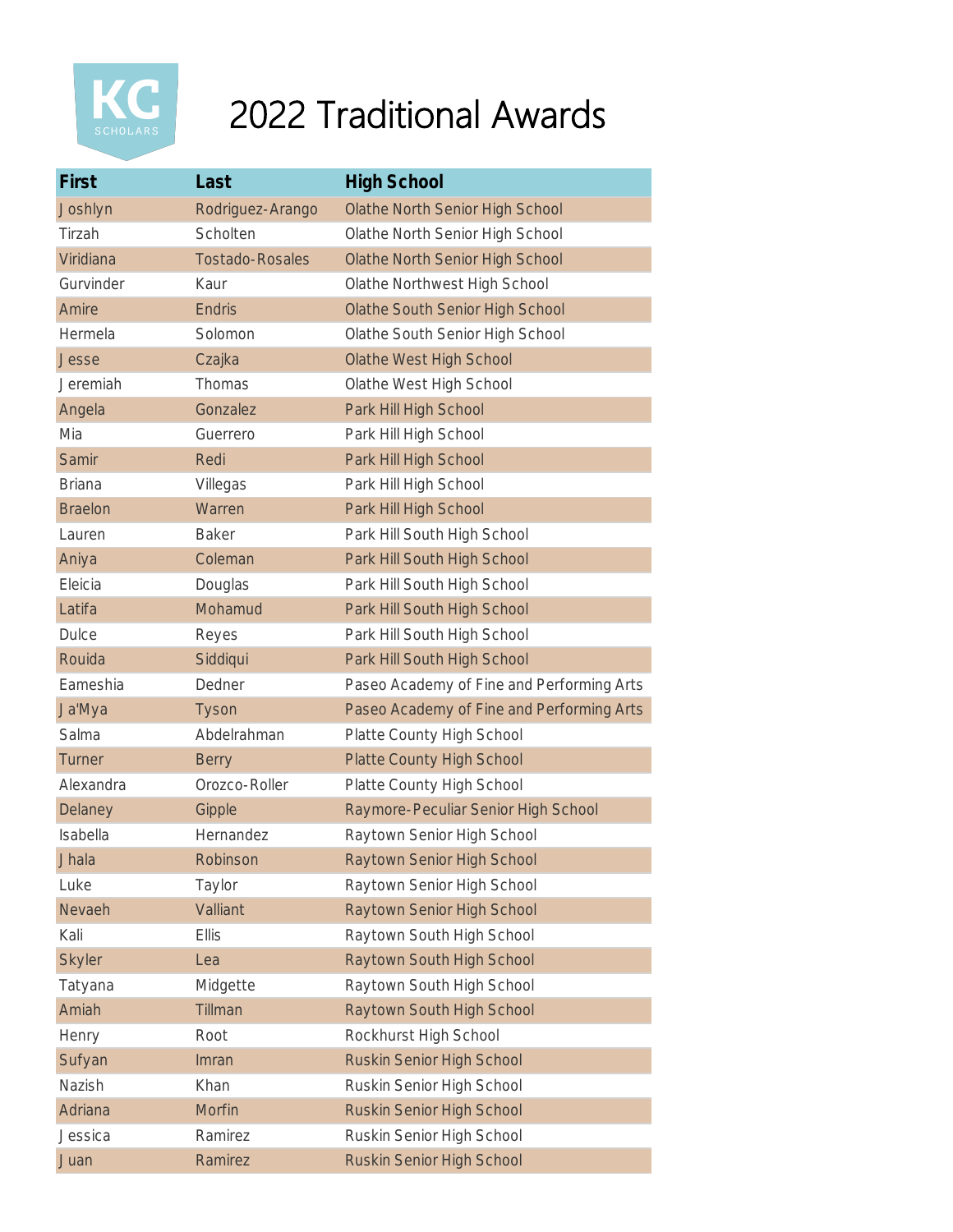# 2022 Traditional Awards

| First | Last | High School |
| --- | --- | --- |
| Joshlyn | Rodriguez-Arango | Olathe North Senior High School |
| Tirzah | Scholten | Olathe North Senior High School |
| Viridiana | Tostado-Rosales | Olathe North Senior High School |
| Gurvinder | Kaur | Olathe Northwest High School |
| Amire | Endris | Olathe South Senior High School |
| Hermela | Solomon | Olathe South Senior High School |
| Jesse | Czajka | Olathe West High School |
| Jeremiah | Thomas | Olathe West High School |
| Angela | Gonzalez | Park Hill High School |
| Mia | Guerrero | Park Hill High School |
| Samir | Redi | Park Hill High School |
| Briana | Villegas | Park Hill High School |
| Braelon | Warren | Park Hill High School |
| Lauren | Baker | Park Hill South High School |
| Aniya | Coleman | Park Hill South High School |
| Eleicia | Douglas | Park Hill South High School |
| Latifa | Mohamud | Park Hill South High School |
| Dulce | Reyes | Park Hill South High School |
| Rouida | Siddiqui | Park Hill South High School |
| Eameshia | Dedner | Paseo Academy of Fine and Performing Arts |
| Ja'Mya | Tyson | Paseo Academy of Fine and Performing Arts |
| Salma | Abdelrahman | Platte County High School |
| Turner | Berry | Platte County High School |
| Alexandra | Orozco-Roller | Platte County High School |
| Delaney | Gipple | Raymore-Peculiar Senior High School |
| Isabella | Hernandez | Raytown Senior High School |
| Jhala | Robinson | Raytown Senior High School |
| Luke | Taylor | Raytown Senior High School |
| Nevaeh | Valliant | Raytown Senior High School |
| Kali | Ellis | Raytown South High School |
| Skyler | Lea | Raytown South High School |
| Tatyana | Midgette | Raytown South High School |
| Amiah | Tillman | Raytown South High School |
| Henry | Root | Rockhurst High School |
| Sufyan | Imran | Ruskin Senior High School |
| Nazish | Khan | Ruskin Senior High School |
| Adriana | Morfin | Ruskin Senior High School |
| Jessica | Ramirez | Ruskin Senior High School |
| Juan | Ramirez | Ruskin Senior High School |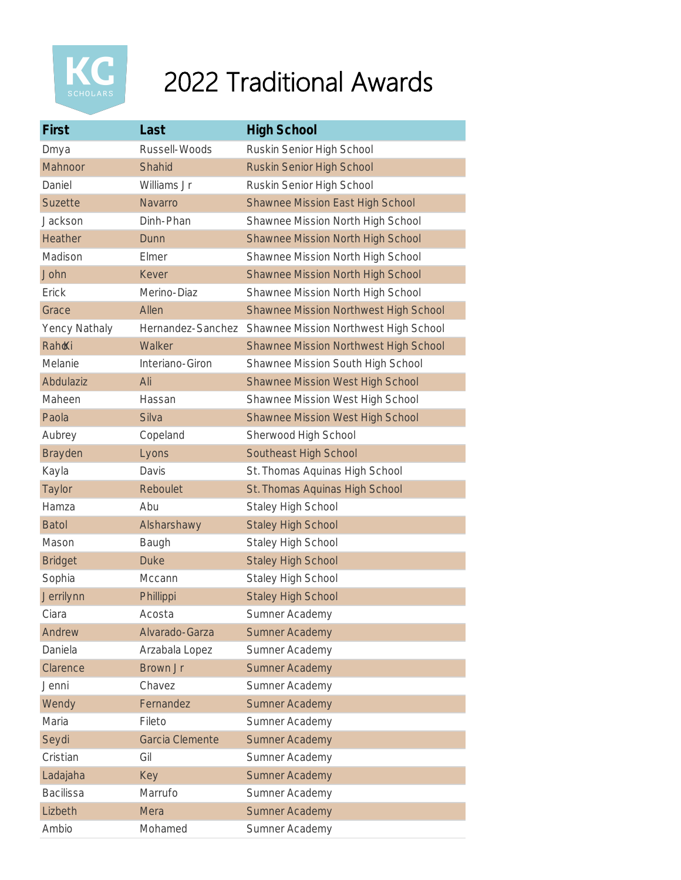# 2022 Traditional Awards

| First | Last | High School |
|---|---|---|
| Dmya | Russell-Woods | Ruskin Senior High School |
| Mahnoor | Shahid | Ruskin Senior High School |
| Daniel | Williams Jr | Ruskin Senior High School |
| Suzette | Navarro | Shawnee Mission East High School |
| Jackson | Dinh-Phan | Shawnee Mission North High School |
| Heather | Dunn | Shawnee Mission North High School |
| Madison | Elmer | Shawnee Mission North High School |
| John | Kever | Shawnee Mission North High School |
| Erick | Merino-Diaz | Shawnee Mission North High School |
| Grace | Allen | Shawnee Mission Northwest High School |
| Yency Nathaly | Hernandez-Sanchez | Shawnee Mission Northwest High School |
| RahKi | Walker | Shawnee Mission Northwest High School |
| Melanie | Interiano-Giron | Shawnee Mission South High School |
| Abdulaziz | Ali | Shawnee Mission West High School |
| Maheen | Hassan | Shawnee Mission West High School |
| Paola | Silva | Shawnee Mission West High School |
| Aubrey | Copeland | Sherwood High School |
| Brayden | Lyons | Southeast High School |
| Kayla | Davis | St. Thomas Aquinas High School |
| Taylor | Reboulet | St. Thomas Aquinas High School |
| Hamza | Abu | Staley High School |
| Batol | Alsharshawy | Staley High School |
| Mason | Baugh | Staley High School |
| Bridget | Duke | Staley High School |
| Sophia | Mccann | Staley High School |
| Jerrilynn | Phillippi | Staley High School |
| Ciara | Acosta | Sumner Academy |
| Andrew | Alvarado-Garza | Sumner Academy |
| Daniela | Arzabala Lopez | Sumner Academy |
| Clarence | Brown Jr | Sumner Academy |
| Jenni | Chavez | Sumner Academy |
| Wendy | Fernandez | Sumner Academy |
| Maria | Fileto | Sumner Academy |
| Seydi | Garcia Clemente | Sumner Academy |
| Cristian | Gil | Sumner Academy |
| Ladajaha | Key | Sumner Academy |
| Bacilissa | Marrufo | Sumner Academy |
| Lizbeth | Mera | Sumner Academy |
| Ambio | Mohamed | Sumner Academy |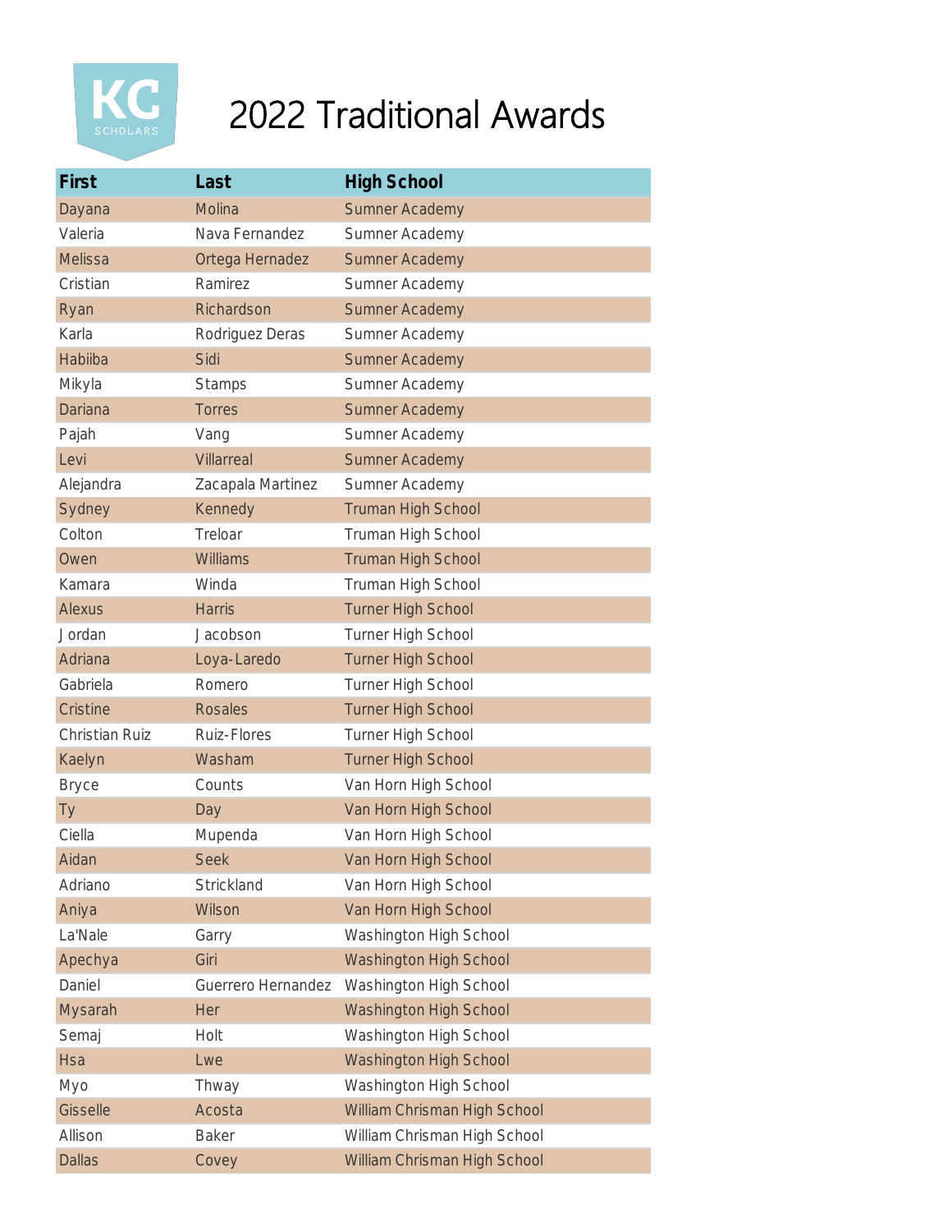# 2022 Traditional Awards

| First | Last | High School |
|---|---|---|
| Dayana | Molina | Sumner Academy |
| Valeria | Nava Fernandez | Sumner Academy |
| Melissa | Ortega Hernadez | Sumner Academy |
| Cristian | Ramirez | Sumner Academy |
| Ryan | Richardson | Sumner Academy |
| Karla | Rodriguez Deras | Sumner Academy |
| Habiiba | Sidi | Sumner Academy |
| Mikyla | Stamps | Sumner Academy |
| Dariana | Torres | Sumner Academy |
| Pajah | Vang | Sumner Academy |
| Levi | Villarreal | Sumner Academy |
| Alejandra | Zacapala Martinez | Sumner Academy |
| Sydney | Kennedy | Truman High School |
| Colton | Treloar | Truman High School |
| Owen | Williams | Truman High School |
| Kamara | Winda | Truman High School |
| Alexus | Harris | Turner High School |
| Jordan | Jacobson | Turner High School |
| Adriana | Loya-Laredo | Turner High School |
| Gabriela | Romero | Turner High School |
| Cristine | Rosales | Turner High School |
| Christian Ruiz | Ruiz-Flores | Turner High School |
| Kaelyn | Washam | Turner High School |
| Bryce | Counts | Van Horn High School |
| Ty | Day | Van Horn High School |
| Ciella | Mupenda | Van Horn High School |
| Aidan | Seek | Van Horn High School |
| Adriano | Strickland | Van Horn High School |
| Aniya | Wilson | Van Horn High School |
| La'Nale | Garry | Washington High School |
| Apechya | Giri | Washington High School |
| Daniel | Guerrero Hernandez | Washington High School |
| Mysarah | Her | Washington High School |
| Semaj | Holt | Washington High School |
| Hsa | Lwe | Washington High School |
| Myo | Thway | Washington High School |
| Gisselle | Acosta | William Chrisman High School |
| Allison | Baker | William Chrisman High School |
| Dallas | Covey | William Chrisman High School |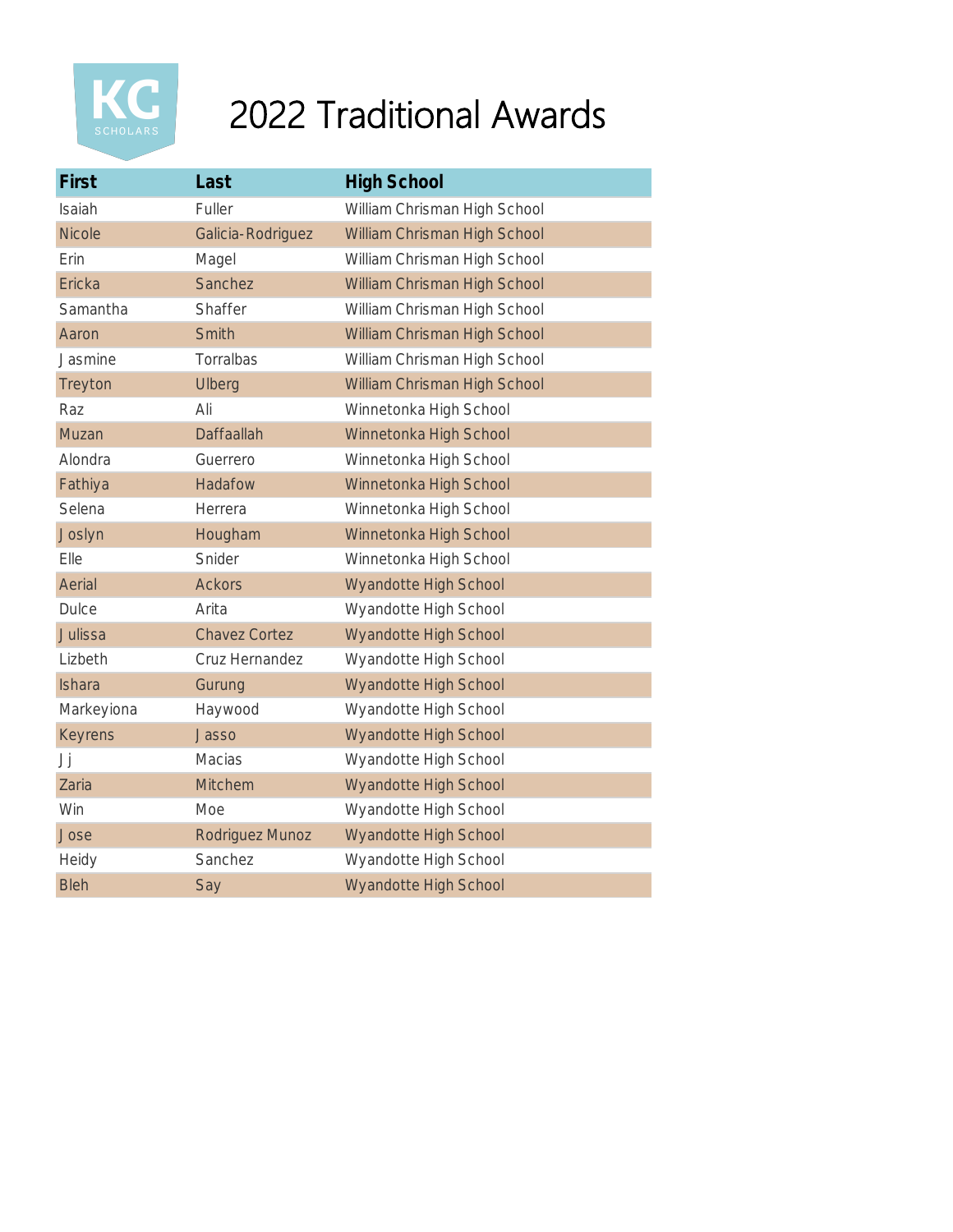KC SCHOLARS

# 2022 Traditional Awards

| First | Last | High School |
|---|---|---|
| Isaiah | Fuller | William Chrisman High School |
| Nicole | Galicia-Rodriguez | William Chrisman High School |
| Erin | Magel | William Chrisman High School |
| Ericka | Sanchez | William Chrisman High School |
| Samantha | Shaffer | William Chrisman High School |
| Aaron | Smith | William Chrisman High School |
| Jasmine | Torralbas | William Chrisman High School |
| Treyton | Ulberg | William Chrisman High School |
| Raz | Ali | Winnetonka High School |
| Muzan | Daffaallah | Winnetonka High School |
| Alondra | Guerrero | Winnetonka High School |
| Fathiya | Hadafow | Winnetonka High School |
| Selena | Herrera | Winnetonka High School |
| Joslyn | Hougham | Winnetonka High School |
| Elle | Snider | Winnetonka High School |
| Aerial | Ackors | Wyandotte High School |
| Dulce | Arita | Wyandotte High School |
| Julissa | Chavez Cortez | Wyandotte High School |
| Lizbeth | Cruz Hernandez | Wyandotte High School |
| Ishara | Gurung | Wyandotte High School |
| Markeyiona | Haywood | Wyandotte High School |
| Keyrens | Jasso | Wyandotte High School |
| Jj | Macias | Wyandotte High School |
| Zaria | Mitchem | Wyandotte High School |
| Win | Moe | Wyandotte High School |
| Jose | Rodriguez Munoz | Wyandotte High School |
| Heidy | Sanchez | Wyandotte High School |
| Bleh | Say | Wyandotte High School |